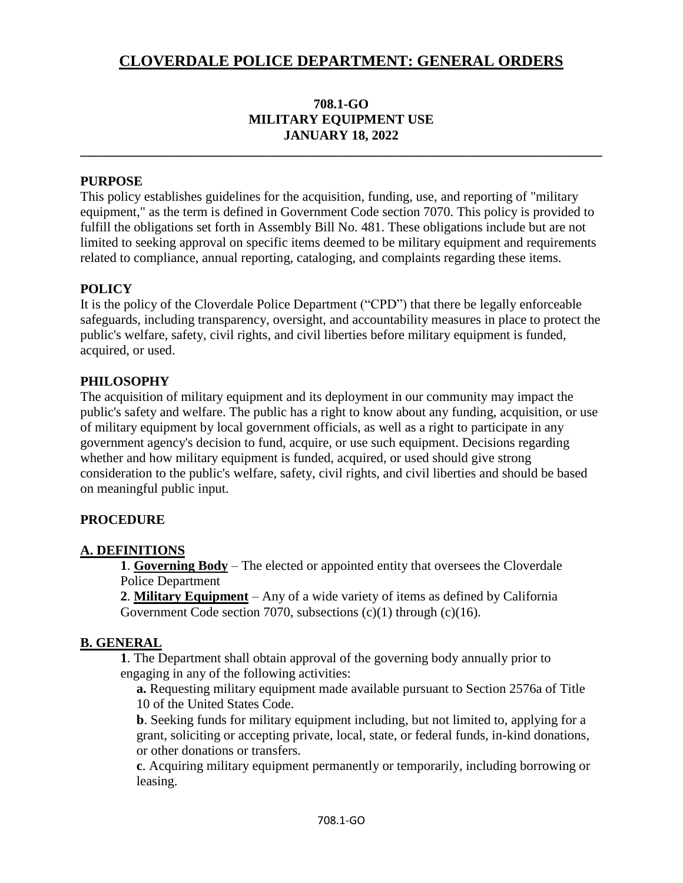# CLOVERDALE POLICE DEPARTMENT: GENERAL ORDERS

**708.1-GO**
**MILITARY EQUIPMENT USE**
**JANUARY 18, 2022**

---

## PURPOSE

This policy establishes guidelines for the acquisition, funding, use, and reporting of "military equipment," as the term is defined in Government Code section 7070. This policy is provided to fulfill the obligations set forth in Assembly Bill No. 481. These obligations include but are not limited to seeking approval on specific items deemed to be military equipment and requirements related to compliance, annual reporting, cataloging, and complaints regarding these items.

## POLICY

It is the policy of the Cloverdale Police Department ("CPD") that there be legally enforceable safeguards, including transparency, oversight, and accountability measures in place to protect the public's welfare, safety, civil rights, and civil liberties before military equipment is funded, acquired, or used.

## PHILOSOPHY

The acquisition of military equipment and its deployment in our community may impact the public's safety and welfare. The public has a right to know about any funding, acquisition, or use of military equipment by local government officials, as well as a right to participate in any government agency's decision to fund, acquire, or use such equipment. Decisions regarding whether and how military equipment is funded, acquired, or used should give strong consideration to the public's welfare, safety, civil rights, and civil liberties and should be based on meaningful public input.

## PROCEDURE

### A. DEFINITIONS

**1**. **Governing Body** – The elected or appointed entity that oversees the Cloverdale Police Department

**2**. **Military Equipment** – Any of a wide variety of items as defined by California Government Code section 7070, subsections (c)(1) through (c)(16).

### B. GENERAL

**1**. The Department shall obtain approval of the governing body annually prior to engaging in any of the following activities:

**a.** Requesting military equipment made available pursuant to Section 2576a of Title 10 of the United States Code.

**b**. Seeking funds for military equipment including, but not limited to, applying for a grant, soliciting or accepting private, local, state, or federal funds, in-kind donations, or other donations or transfers.

**c**. Acquiring military equipment permanently or temporarily, including borrowing or leasing.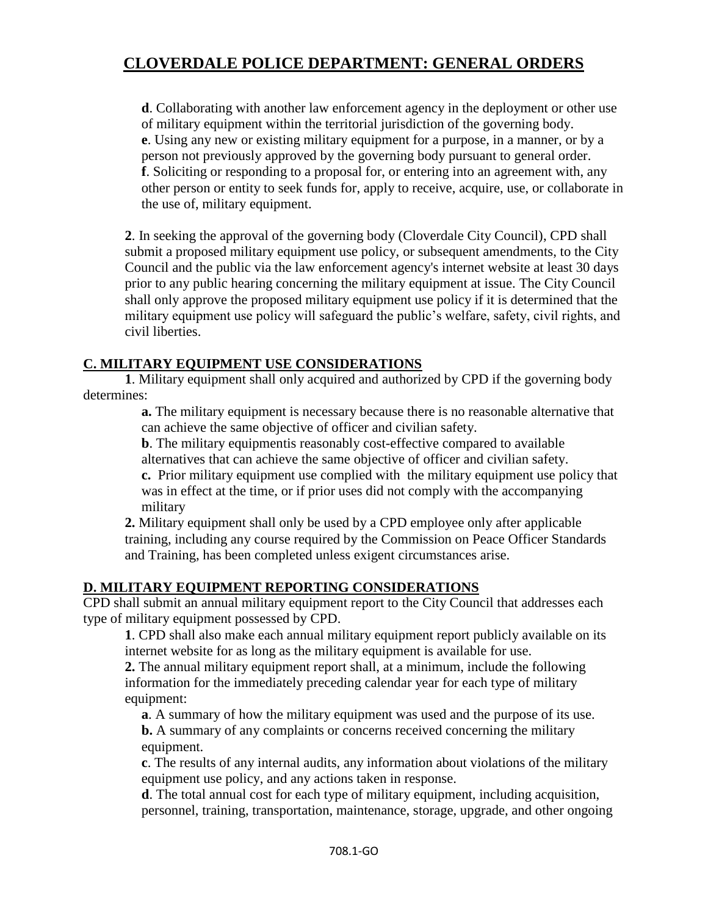**d**. Collaborating with another law enforcement agency in the deployment or other use of military equipment within the territorial jurisdiction of the governing body.
**e**. Using any new or existing military equipment for a purpose, in a manner, or by a person not previously approved by the governing body pursuant to general order.
**f**. Soliciting or responding to a proposal for, or entering into an agreement with, any other person or entity to seek funds for, apply to receive, acquire, use, or collaborate in the use of, military equipment.

**2**. In seeking the approval of the governing body (Cloverdale City Council), CPD shall submit a proposed military equipment use policy, or subsequent amendments, to the City Council and the public via the law enforcement agency's internet website at least 30 days prior to any public hearing concerning the military equipment at issue. The City Council shall only approve the proposed military equipment use policy if it is determined that the military equipment use policy will safeguard the public's welfare, safety, civil rights, and civil liberties.

## C. MILITARY EQUIPMENT USE CONSIDERATIONS

**1**. Military equipment shall only acquired and authorized by CPD if the governing body determines:

**a.** The military equipment is necessary because there is no reasonable alternative that can achieve the same objective of officer and civilian safety.
**b**. The military equipmentis reasonably cost-effective compared to available alternatives that can achieve the same objective of officer and civilian safety.
**c.** Prior military equipment use complied with the military equipment use policy that was in effect at the time, or if prior uses did not comply with the accompanying military

**2.** Military equipment shall only be used by a CPD employee only after applicable training, including any course required by the Commission on Peace Officer Standards and Training, has been completed unless exigent circumstances arise.

## D. MILITARY EQUIPMENT REPORTING CONSIDERATIONS

CPD shall submit an annual military equipment report to the City Council that addresses each type of military equipment possessed by CPD.

**1**. CPD shall also make each annual military equipment report publicly available on its internet website for as long as the military equipment is available for use.
**2.** The annual military equipment report shall, at a minimum, include the following information for the immediately preceding calendar year for each type of military equipment:

**a**. A summary of how the military equipment was used and the purpose of its use.
**b.** A summary of any complaints or concerns received concerning the military equipment.
**c**. The results of any internal audits, any information about violations of the military equipment use policy, and any actions taken in response.
**d**. The total annual cost for each type of military equipment, including acquisition, personnel, training, transportation, maintenance, storage, upgrade, and other ongoing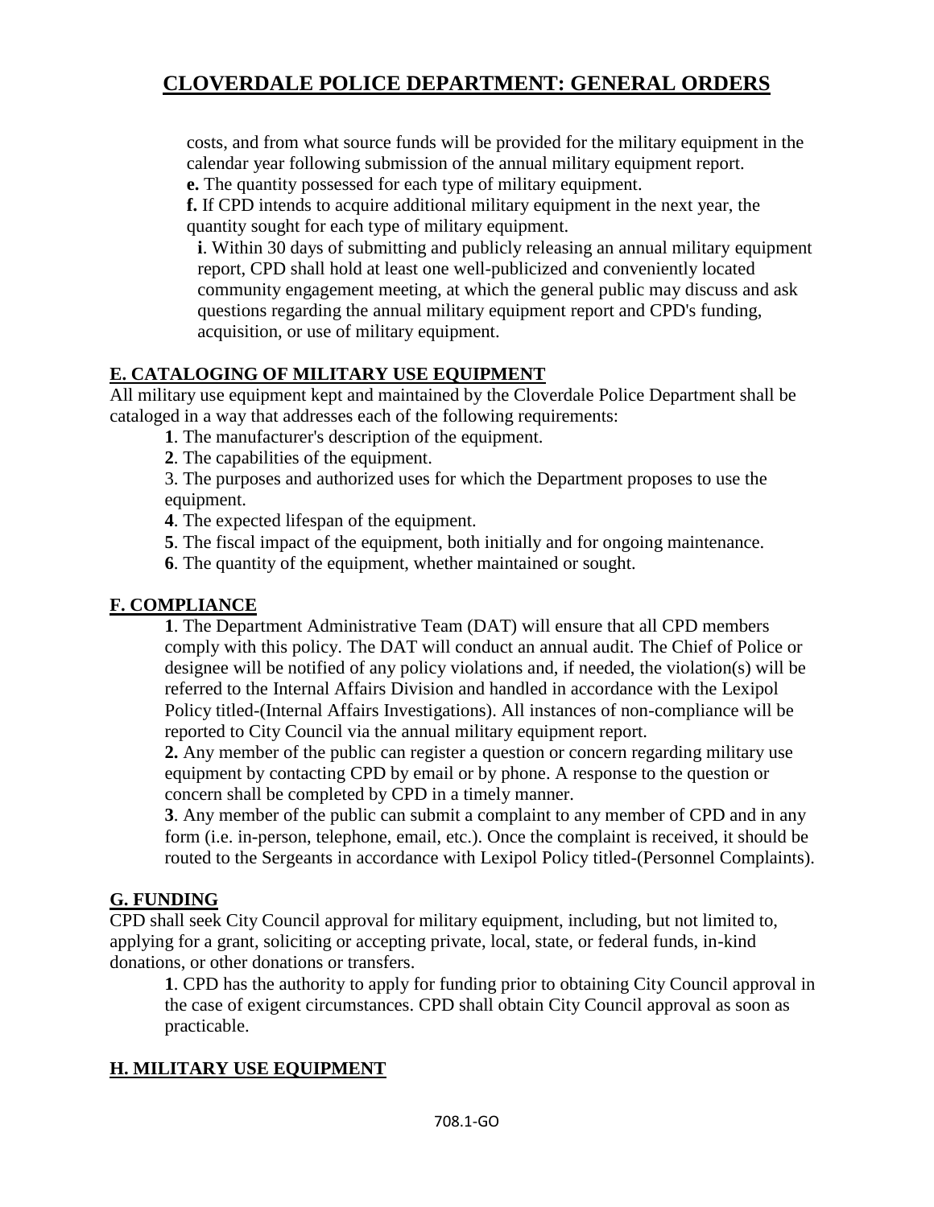costs, and from what source funds will be provided for the military equipment in the calendar year following submission of the annual military equipment report.

**e.** The quantity possessed for each type of military equipment.

**f.** If CPD intends to acquire additional military equipment in the next year, the quantity sought for each type of military equipment.

**i**. Within 30 days of submitting and publicly releasing an annual military equipment report, CPD shall hold at least one well-publicized and conveniently located community engagement meeting, at which the general public may discuss and ask questions regarding the annual military equipment report and CPD's funding, acquisition, or use of military equipment.

## E. CATALOGING OF MILITARY USE EQUIPMENT

All military use equipment kept and maintained by the Cloverdale Police Department shall be cataloged in a way that addresses each of the following requirements:

**1**. The manufacturer's description of the equipment.

**2**. The capabilities of the equipment.

3. The purposes and authorized uses for which the Department proposes to use the equipment.

**4**. The expected lifespan of the equipment.

**5**. The fiscal impact of the equipment, both initially and for ongoing maintenance.

**6**. The quantity of the equipment, whether maintained or sought.

## F. COMPLIANCE

**1**. The Department Administrative Team (DAT) will ensure that all CPD members comply with this policy. The DAT will conduct an annual audit. The Chief of Police or designee will be notified of any policy violations and, if needed, the violation(s) will be referred to the Internal Affairs Division and handled in accordance with the Lexipol Policy titled-(Internal Affairs Investigations). All instances of non-compliance will be reported to City Council via the annual military equipment report.

**2.** Any member of the public can register a question or concern regarding military use equipment by contacting CPD by email or by phone. A response to the question or concern shall be completed by CPD in a timely manner.

**3**. Any member of the public can submit a complaint to any member of CPD and in any form (i.e. in-person, telephone, email, etc.). Once the complaint is received, it should be routed to the Sergeants in accordance with Lexipol Policy titled-(Personnel Complaints).

## G. FUNDING

CPD shall seek City Council approval for military equipment, including, but not limited to, applying for a grant, soliciting or accepting private, local, state, or federal funds, in-kind donations, or other donations or transfers.

**1**. CPD has the authority to apply for funding prior to obtaining City Council approval in the case of exigent circumstances. CPD shall obtain City Council approval as soon as practicable.

## H. MILITARY USE EQUIPMENT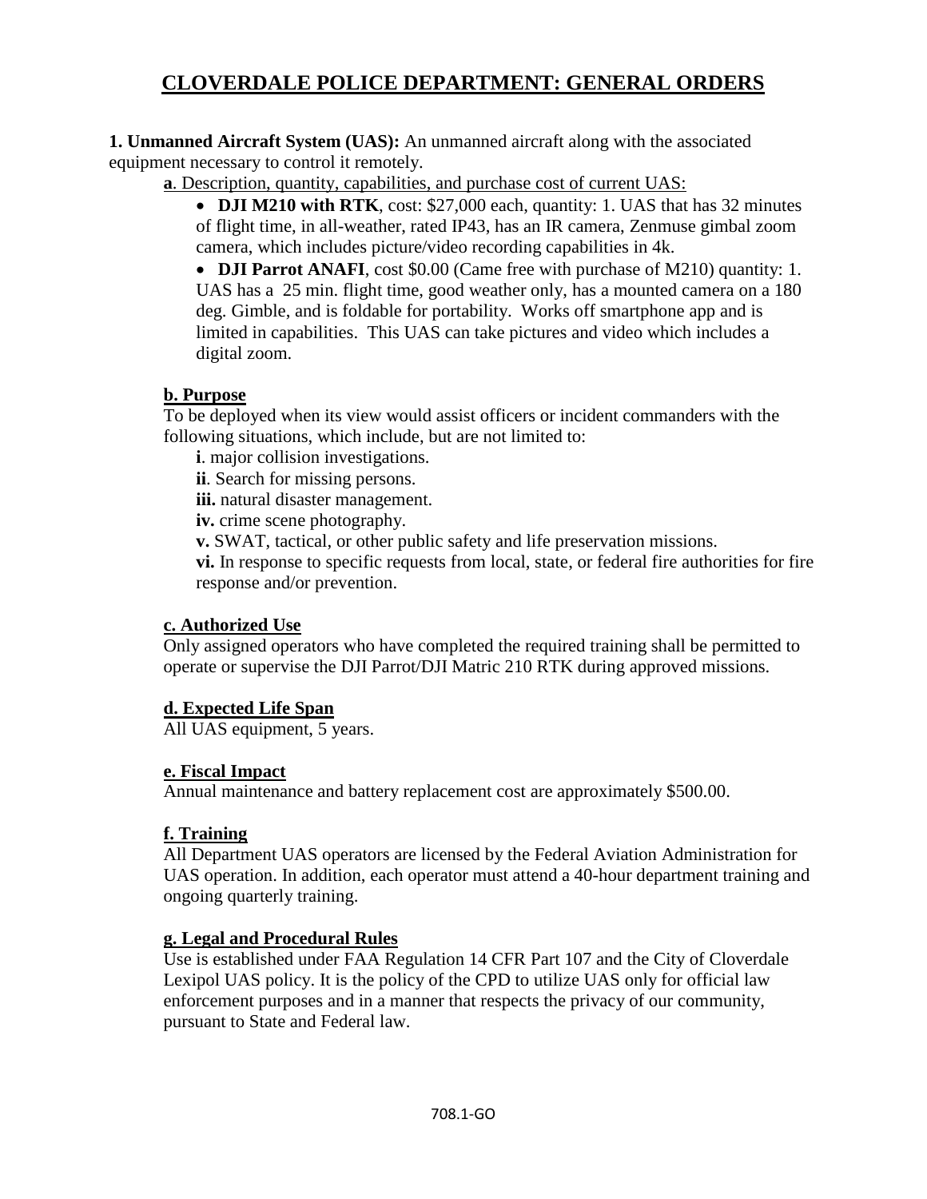# CLOVERDALE POLICE DEPARTMENT: GENERAL ORDERS

**1. Unmanned Aircraft System (UAS):** An unmanned aircraft along with the associated equipment necessary to control it remotely.

**a**. Description, quantity, capabilities, and purchase cost of current UAS:

- **DJI M210 with RTK**, cost: $27,000 each, quantity: 1. UAS that has 32 minutes of flight time, in all-weather, rated IP43, has an IR camera, Zenmuse gimbal zoom camera, which includes picture/video recording capabilities in 4k.
- **DJI Parrot ANAFI**, cost $0.00 (Came free with purchase of M210) quantity: 1. UAS has a 25 min. flight time, good weather only, has a mounted camera on a 180 deg. Gimble, and is foldable for portability. Works off smartphone app and is limited in capabilities. This UAS can take pictures and video which includes a digital zoom.

**b. Purpose**

To be deployed when its view would assist officers or incident commanders with the following situations, which include, but are not limited to:

**i**. major collision investigations.

**ii**. Search for missing persons.

**iii.** natural disaster management.

**iv.** crime scene photography.

**v.** SWAT, tactical, or other public safety and life preservation missions.

**vi.** In response to specific requests from local, state, or federal fire authorities for fire response and/or prevention.

**c. Authorized Use**

Only assigned operators who have completed the required training shall be permitted to operate or supervise the DJI Parrot/DJI Matric 210 RTK during approved missions.

**d. Expected Life Span**

All UAS equipment, 5 years.

**e. Fiscal Impact**

Annual maintenance and battery replacement cost are approximately $500.00.

**f. Training**

All Department UAS operators are licensed by the Federal Aviation Administration for UAS operation. In addition, each operator must attend a 40-hour department training and ongoing quarterly training.

**g. Legal and Procedural Rules**

Use is established under FAA Regulation 14 CFR Part 107 and the City of Cloverdale Lexipol UAS policy. It is the policy of the CPD to utilize UAS only for official law enforcement purposes and in a manner that respects the privacy of our community, pursuant to State and Federal law.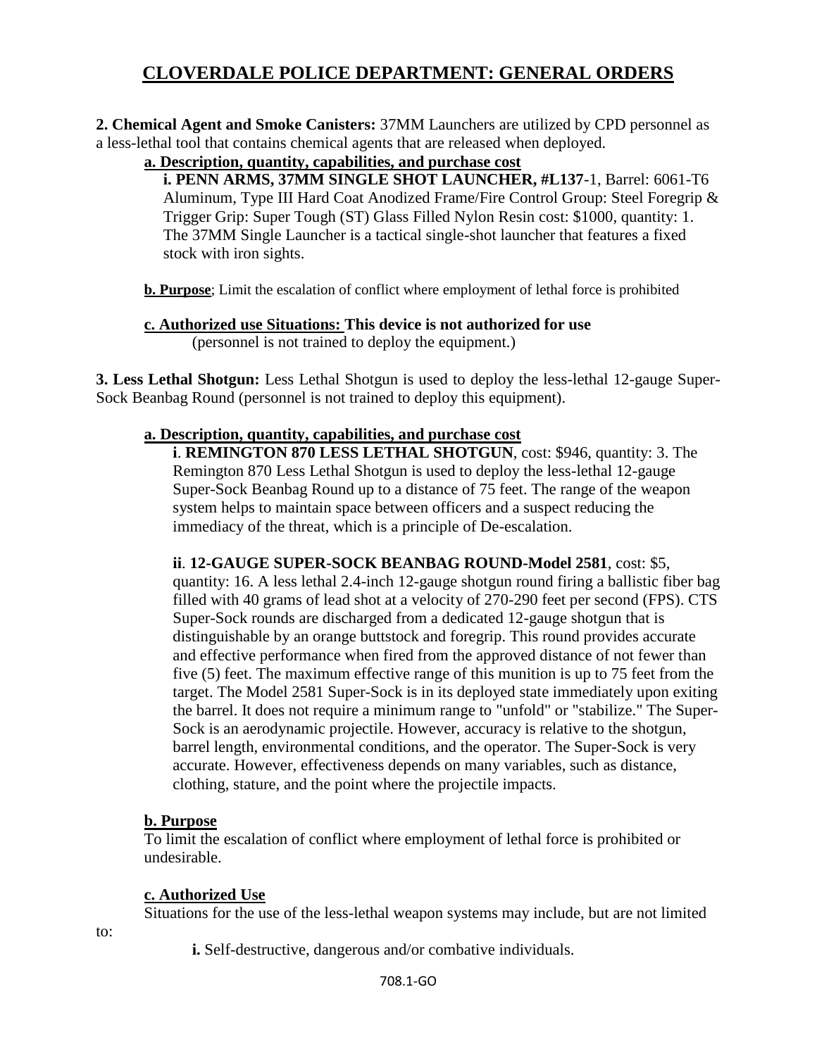# CLOVERDALE POLICE DEPARTMENT: GENERAL ORDERS

**2. Chemical Agent and Smoke Canisters:** 37MM Launchers are utilized by CPD personnel as a less-lethal tool that contains chemical agents that are released when deployed.

**a. Description, quantity, capabilities, and purchase cost**

**i. PENN ARMS, 37MM SINGLE SHOT LAUNCHER, #L137**-1, Barrel: 6061-T6 Aluminum, Type III Hard Coat Anodized Frame/Fire Control Group: Steel Foregrip & Trigger Grip: Super Tough (ST) Glass Filled Nylon Resin cost: $1000, quantity: 1. The 37MM Single Launcher is a tactical single-shot launcher that features a fixed stock with iron sights.

**b. Purpose**; Limit the escalation of conflict where employment of lethal force is prohibited

**c. Authorized use Situations: This device is not authorized for use** (personnel is not trained to deploy the equipment.)

**3. Less Lethal Shotgun:** Less Lethal Shotgun is used to deploy the less-lethal 12-gauge Super-Sock Beanbag Round (personnel is not trained to deploy this equipment).

**a. Description, quantity, capabilities, and purchase cost**

**i**. **REMINGTON 870 LESS LETHAL SHOTGUN**, cost: $946, quantity: 3. The Remington 870 Less Lethal Shotgun is used to deploy the less-lethal 12-gauge Super-Sock Beanbag Round up to a distance of 75 feet. The range of the weapon system helps to maintain space between officers and a suspect reducing the immediacy of the threat, which is a principle of De-escalation.

**ii**. **12-GAUGE SUPER-SOCK BEANBAG ROUND-Model 2581**, cost: $5, quantity: 16. A less lethal 2.4-inch 12-gauge shotgun round firing a ballistic fiber bag filled with 40 grams of lead shot at a velocity of 270-290 feet per second (FPS). CTS Super-Sock rounds are discharged from a dedicated 12-gauge shotgun that is distinguishable by an orange buttstock and foregrip. This round provides accurate and effective performance when fired from the approved distance of not fewer than five (5) feet. The maximum effective range of this munition is up to 75 feet from the target. The Model 2581 Super-Sock is in its deployed state immediately upon exiting the barrel. It does not require a minimum range to "unfold" or "stabilize." The Super-Sock is an aerodynamic projectile. However, accuracy is relative to the shotgun, barrel length, environmental conditions, and the operator. The Super-Sock is very accurate. However, effectiveness depends on many variables, such as distance, clothing, stature, and the point where the projectile impacts.

**b. Purpose**

To limit the escalation of conflict where employment of lethal force is prohibited or undesirable.

**c. Authorized Use**

Situations for the use of the less-lethal weapon systems may include, but are not limited to:

**i.** Self-destructive, dangerous and/or combative individuals.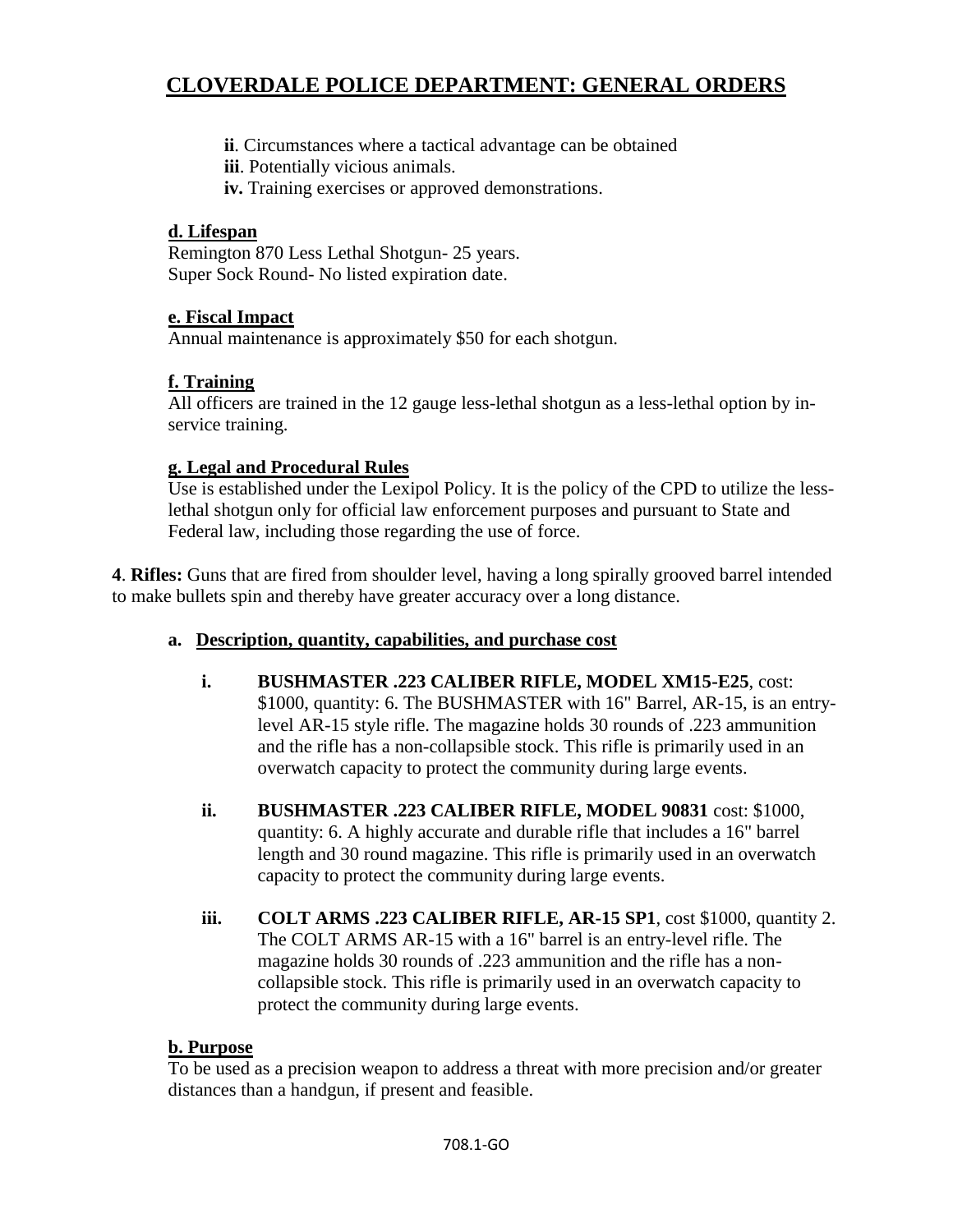**ii**. Circumstances where a tactical advantage can be obtained
**iii**. Potentially vicious animals.
**iv.** Training exercises or approved demonstrations.

**d. Lifespan**

Remington 870 Less Lethal Shotgun- 25 years.
Super Sock Round- No listed expiration date.

**e. Fiscal Impact**

Annual maintenance is approximately $50 for each shotgun.

**f. Training**

All officers are trained in the 12 gauge less-lethal shotgun as a less-lethal option by in-service training.

**g. Legal and Procedural Rules**

Use is established under the Lexipol Policy. It is the policy of the CPD to utilize the less-lethal shotgun only for official law enforcement purposes and pursuant to State and Federal law, including those regarding the use of force.

**4**. **Rifles:** Guns that are fired from shoulder level, having a long spirally grooved barrel intended to make bullets spin and thereby have greater accuracy over a long distance.

**a. Description, quantity, capabilities, and purchase cost**

**i.** **BUSHMASTER .223 CALIBER RIFLE, MODEL XM15-E25**, cost: $1000, quantity: 6. The BUSHMASTER with 16" Barrel, AR-15, is an entry-level AR-15 style rifle. The magazine holds 30 rounds of .223 ammunition and the rifle has a non-collapsible stock. This rifle is primarily used in an overwatch capacity to protect the community during large events.

**ii.** **BUSHMASTER .223 CALIBER RIFLE, MODEL 90831** cost: $1000, quantity: 6. A highly accurate and durable rifle that includes a 16" barrel length and 30 round magazine. This rifle is primarily used in an overwatch capacity to protect the community during large events.

**iii.** **COLT ARMS .223 CALIBER RIFLE, AR-15 SP1**, cost $1000, quantity 2. The COLT ARMS AR-15 with a 16" barrel is an entry-level rifle. The magazine holds 30 rounds of .223 ammunition and the rifle has a non-collapsible stock. This rifle is primarily used in an overwatch capacity to protect the community during large events.

**b. Purpose**

To be used as a precision weapon to address a threat with more precision and/or greater distances than a handgun, if present and feasible.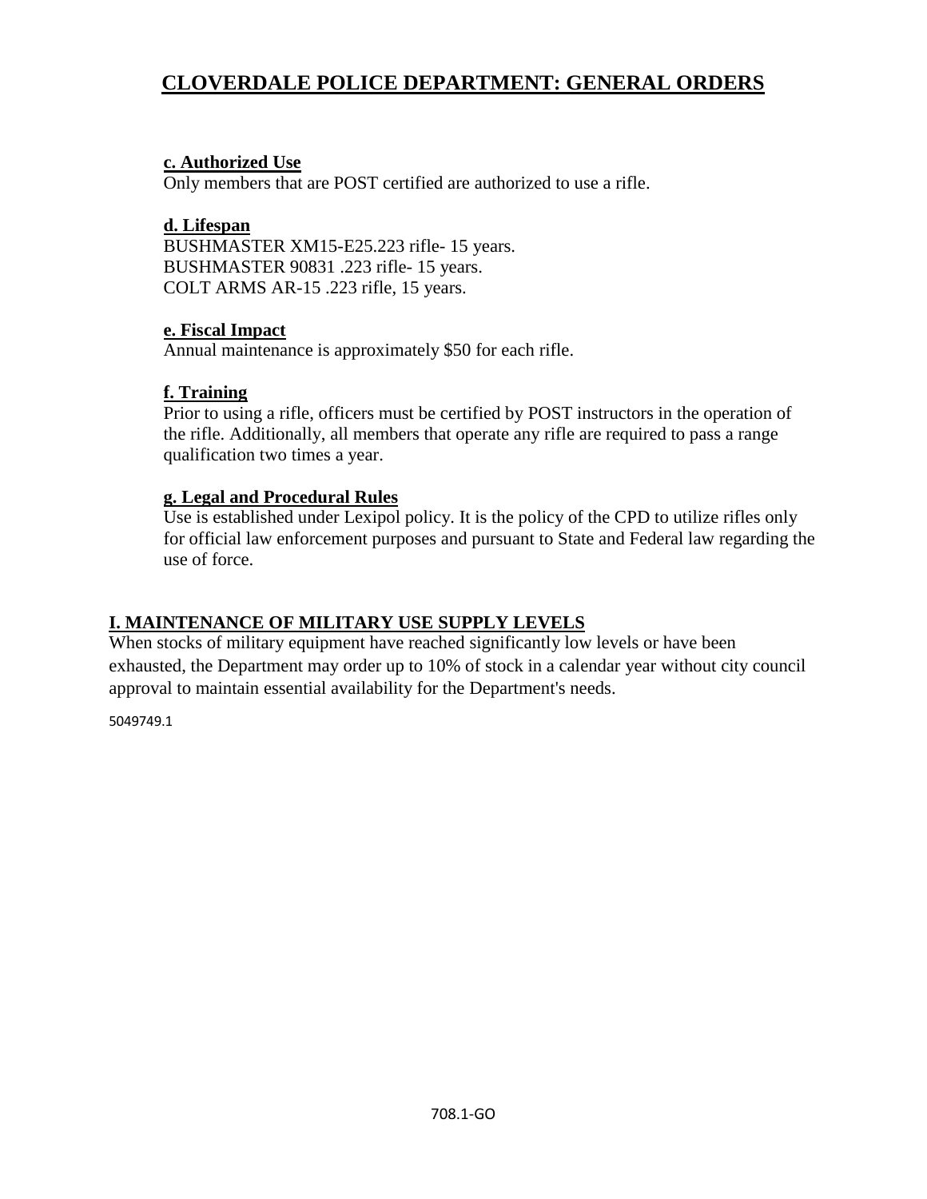# CLOVERDALE POLICE DEPARTMENT: GENERAL ORDERS

**c. Authorized Use**

Only members that are POST certified are authorized to use a rifle.

**d. Lifespan**

BUSHMASTER XM15-E25.223 rifle- 15 years.
BUSHMASTER 90831 .223 rifle- 15 years.
COLT ARMS AR-15 .223 rifle, 15 years.

**e. Fiscal Impact**

Annual maintenance is approximately $50 for each rifle.

**f. Training**

Prior to using a rifle, officers must be certified by POST instructors in the operation of the rifle. Additionally, all members that operate any rifle are required to pass a range qualification two times a year.

**g. Legal and Procedural Rules**

Use is established under Lexipol policy. It is the policy of the CPD to utilize rifles only for official law enforcement purposes and pursuant to State and Federal law regarding the use of force.

## I. MAINTENANCE OF MILITARY USE SUPPLY LEVELS

When stocks of military equipment have reached significantly low levels or have been exhausted, the Department may order up to 10% of stock in a calendar year without city council approval to maintain essential availability for the Department's needs.

5049749.1